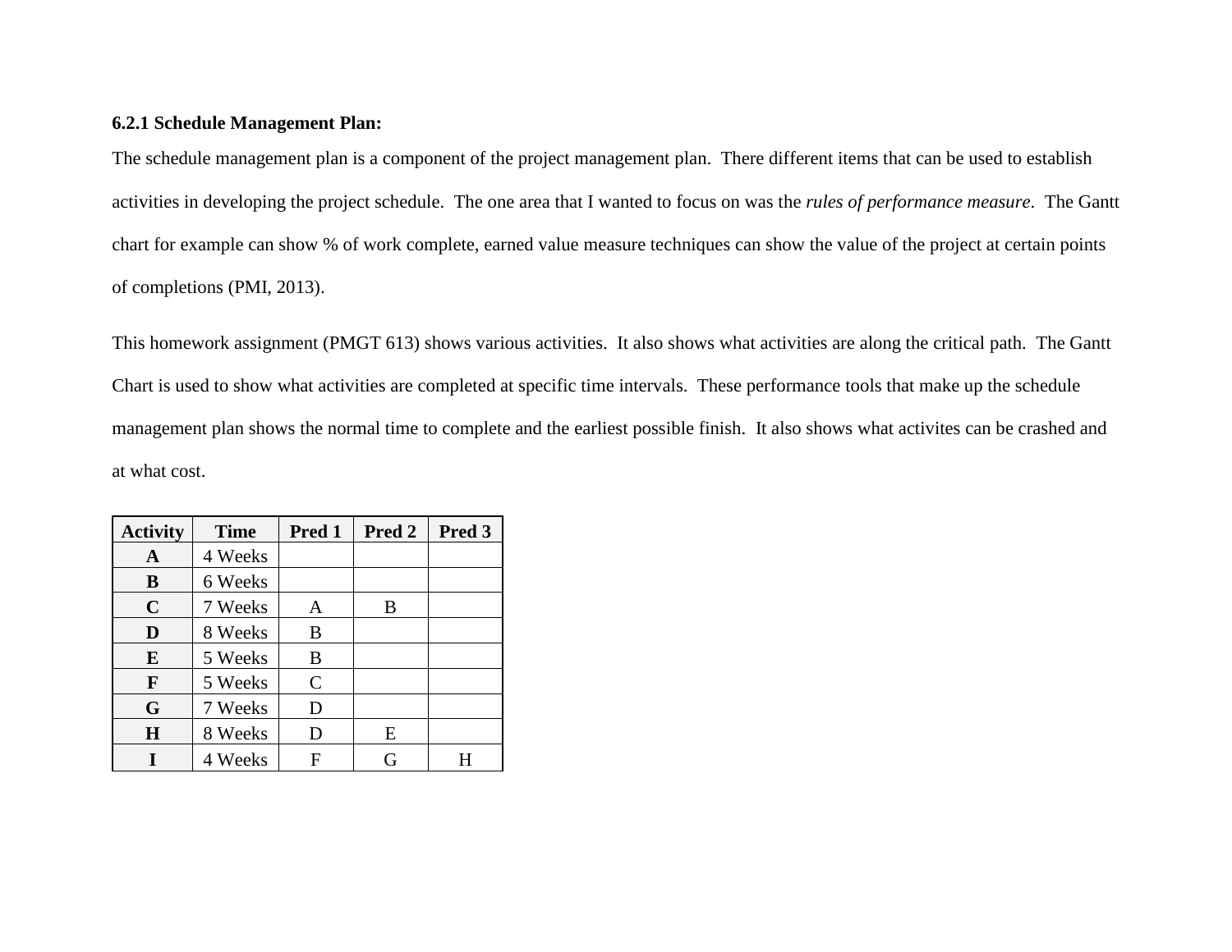**6.2.1 Schedule Management Plan:**

The schedule management plan is a component of the project management plan. There different items that can be used to establish activities in developing the project schedule. The one area that I wanted to focus on was the *rules of performance measure*. The Gantt chart for example can show % of work complete, earned value measure techniques can show the value of the project at certain points of completions (PMI, 2013).

This homework assignment (PMGT 613) shows various activities. It also shows what activities are along the critical path. The Gantt Chart is used to show what activities are completed at specific time intervals. These performance tools that make up the schedule management plan shows the normal time to complete and the earliest possible finish. It also shows what activites can be crashed and at what cost.

| Activity | Time | Pred 1 | Pred 2 | Pred 3 |
|---|---|---|---|---|
| **A** | 4 Weeks | | | |
| **B** | 6 Weeks | | | |
| **C** | 7 Weeks | A | B | |
| **D** | 8 Weeks | B | | |
| **E** | 5 Weeks | B | | |
| **F** | 5 Weeks | C | | |
| **G** | 7 Weeks | D | | |
| **H** | 8 Weeks | D | E | |
| **I** | 4 Weeks | F | G | H |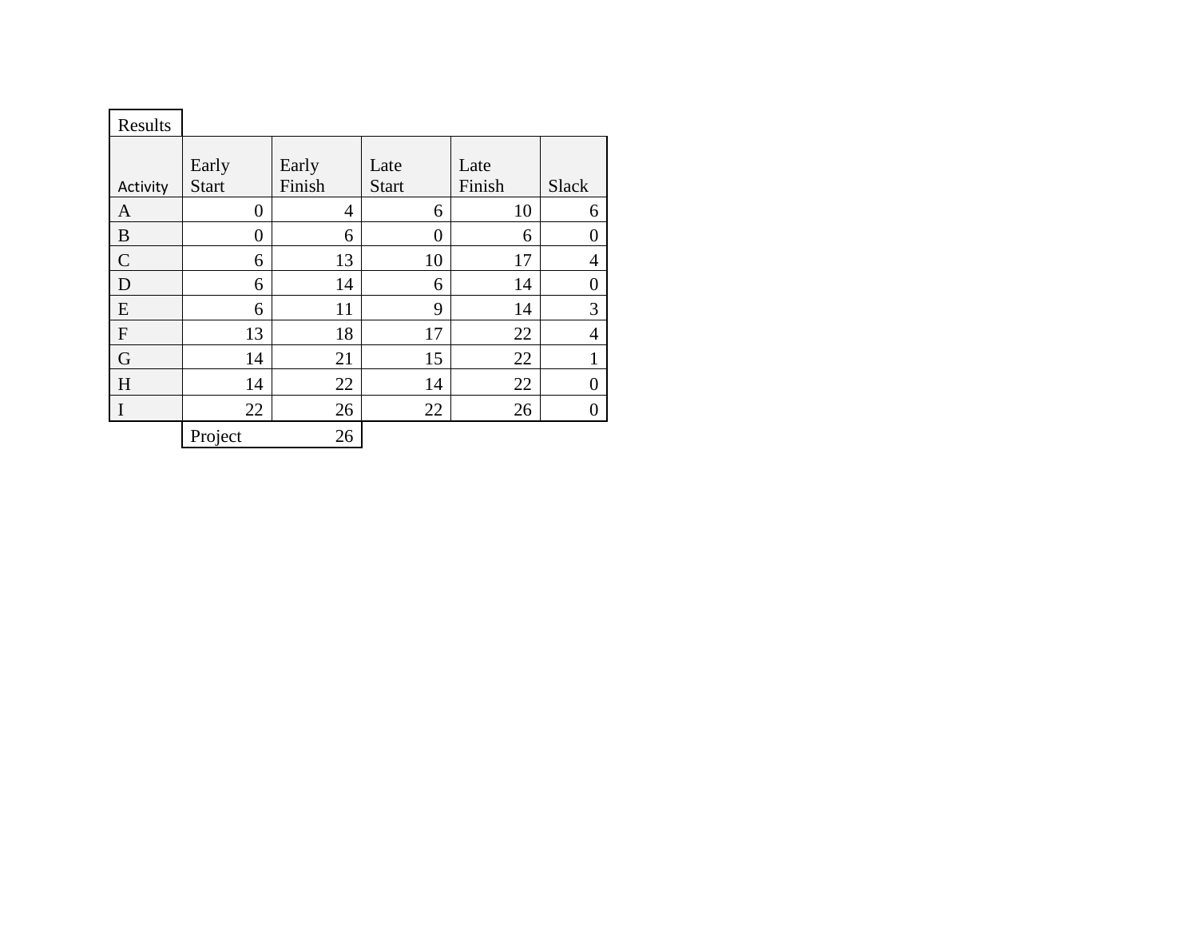Results

| Activity | Early Start | Early Finish | Late Start | Late Finish | Slack |
|---|---|---|---|---|---|
| A | 0 | 4 | 6 | 10 | 6 |
| B | 0 | 6 | 0 | 6 | 0 |
| C | 6 | 13 | 10 | 17 | 4 |
| D | 6 | 14 | 6 | 14 | 0 |
| E | 6 | 11 | 9 | 14 | 3 |
| F | 13 | 18 | 17 | 22 | 4 |
| G | 14 | 21 | 15 | 22 | 1 |
| H | 14 | 22 | 14 | 22 | 0 |
| I | 22 | 26 | 22 | 26 | 0 |
| | Project | 26 | | | |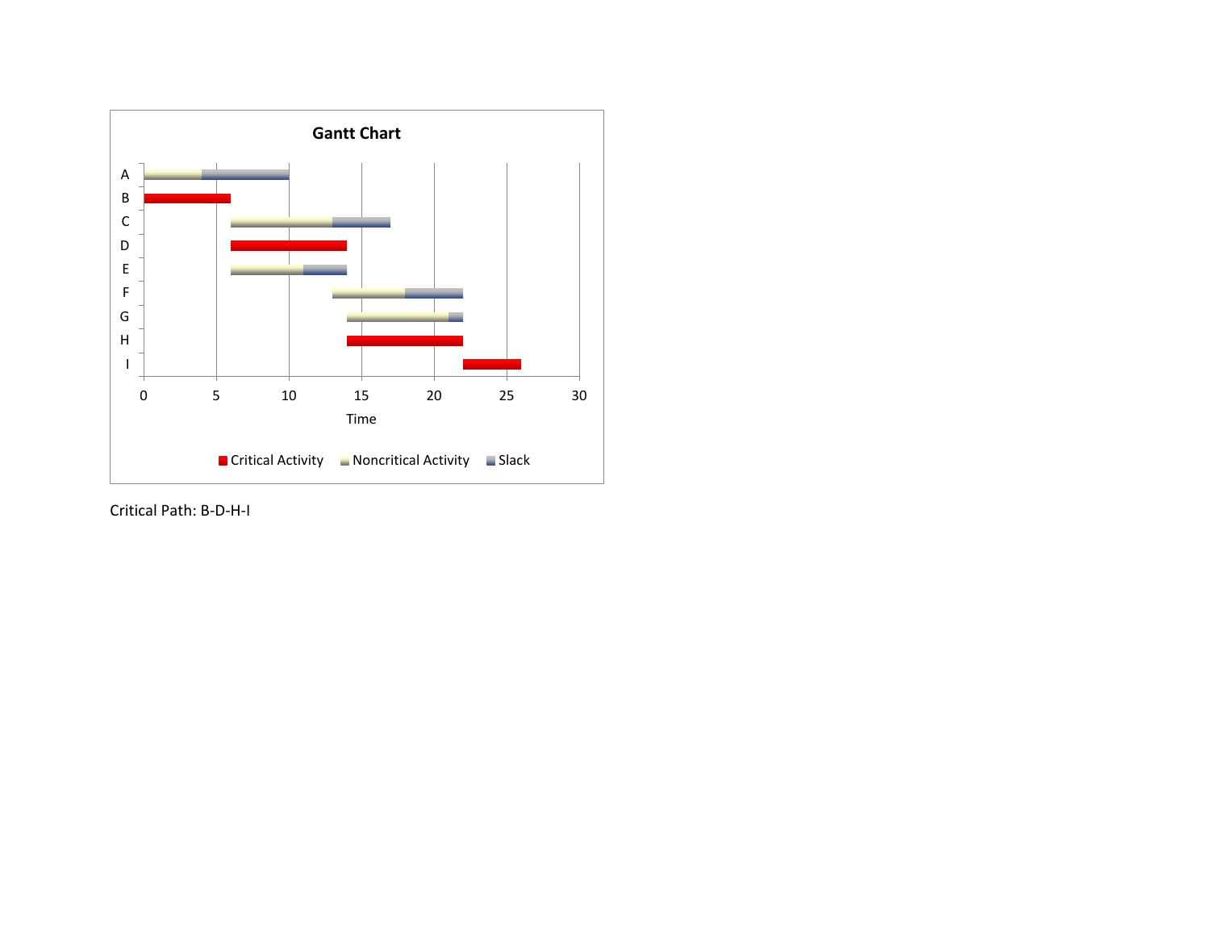**Gantt Chart**

Critical Path: B-D-H-I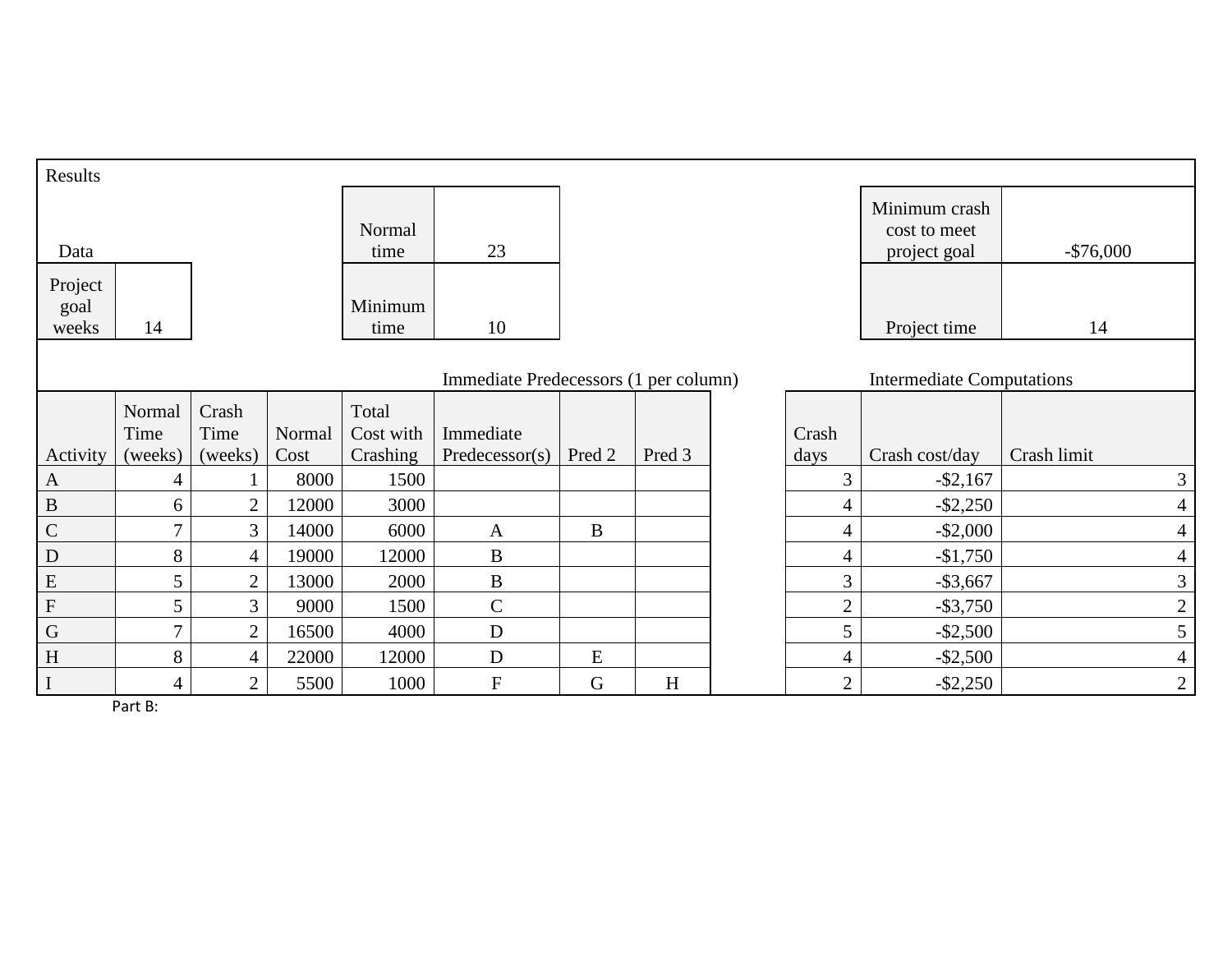Results

Data

| | |
|---|---|
| Project goal weeks | 14 |

| | |
|---|---|
| Normal time | 23 |
| Minimum time | 10 |

| | |
|---|---|
| Minimum crash cost to meet project goal | -$76,000 |
| Project time | 14 |

| Activity | Normal Time (weeks) | Crash Time (weeks) | Normal Cost | Total Cost with Crashing | Immediate Predecessors (1 per column) Immediate Predecessor(s) | Pred 2 | Pred 3 | | Intermediate Computations Crash days | Crash cost/day | Crash limit |
|---|---|---|---|---|---|---|---|---|---|---|---|
| A | 4 | 1 | 8000 | 1500 | | | | | 3 | -$2,167 | 3 |
| B | 6 | 2 | 12000 | 3000 | | | | | 4 | -$2,250 | 4 |
| C | 7 | 3 | 14000 | 6000 | A | B | | | 4 | -$2,000 | 4 |
| D | 8 | 4 | 19000 | 12000 | B | | | | 4 | -$1,750 | 4 |
| E | 5 | 2 | 13000 | 2000 | B | | | | 3 | -$3,667 | 3 |
| F | 5 | 3 | 9000 | 1500 | C | | | | 2 | -$3,750 | 2 |
| G | 7 | 2 | 16500 | 4000 | D | | | | 5 | -$2,500 | 5 |
| H | 8 | 4 | 22000 | 12000 | D | E | | | 4 | -$2,500 | 4 |
| I | 4 | 2 | 5500 | 1000 | F | G | H | | 2 | -$2,250 | 2 |

Part B: